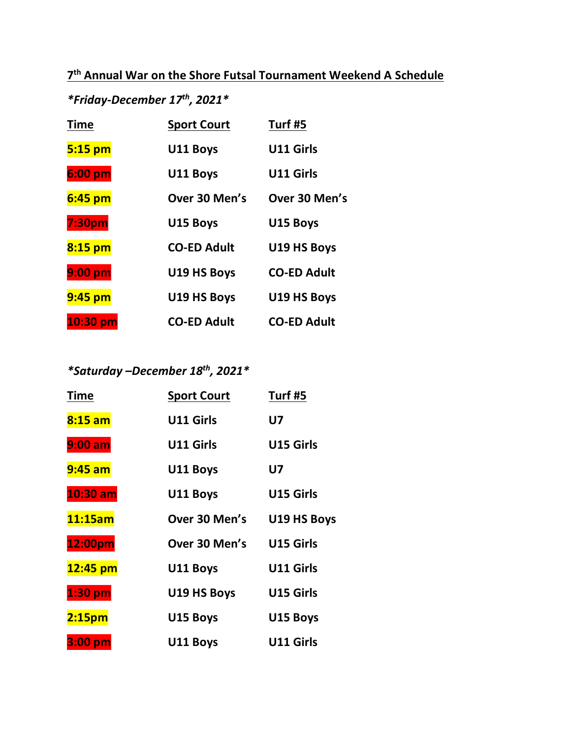## 7th Annual War on the Shore Futsal Tournament Weekend A Schedule

### *\*Friday-December 17th, 2021\**

| Time | Sport Court | Turf #5 |
|---|---|---|
| **5:15 pm** | **U11 Boys** | **U11 Girls** |
| **6:00 pm** | **U11 Boys** | **U11 Girls** |
| **6:45 pm** | **Over 30 Men's** | **Over 30 Men's** |
| **7:30pm** | **U15 Boys** | **U15 Boys** |
| **8:15 pm** | **CO-ED Adult** | **U19 HS Boys** |
| **9:00 pm** | **U19 HS Boys** | **CO-ED Adult** |
| **9:45 pm** | **U19 HS Boys** | **U19 HS Boys** |
| **10:30 pm** | **CO-ED Adult** | **CO-ED Adult** |

### *\*Saturday –December 18th, 2021\**

| Time | Sport Court | Turf #5 |
|---|---|---|
| **8:15 am** | **U11 Girls** | **U7** |
| **9:00 am** | **U11 Girls** | **U15 Girls** |
| **9:45 am** | **U11 Boys** | **U7** |
| **10:30 am** | **U11 Boys** | **U15 Girls** |
| **11:15am** | **Over 30 Men's** | **U19 HS Boys** |
| **12:00pm** | **Over 30 Men's** | **U15 Girls** |
| **12:45 pm** | **U11 Boys** | **U11 Girls** |
| **1:30 pm** | **U19 HS Boys** | **U15 Girls** |
| **2:15pm** | **U15 Boys** | **U15 Boys** |
| **3:00 pm** | **U11 Boys** | **U11 Girls** |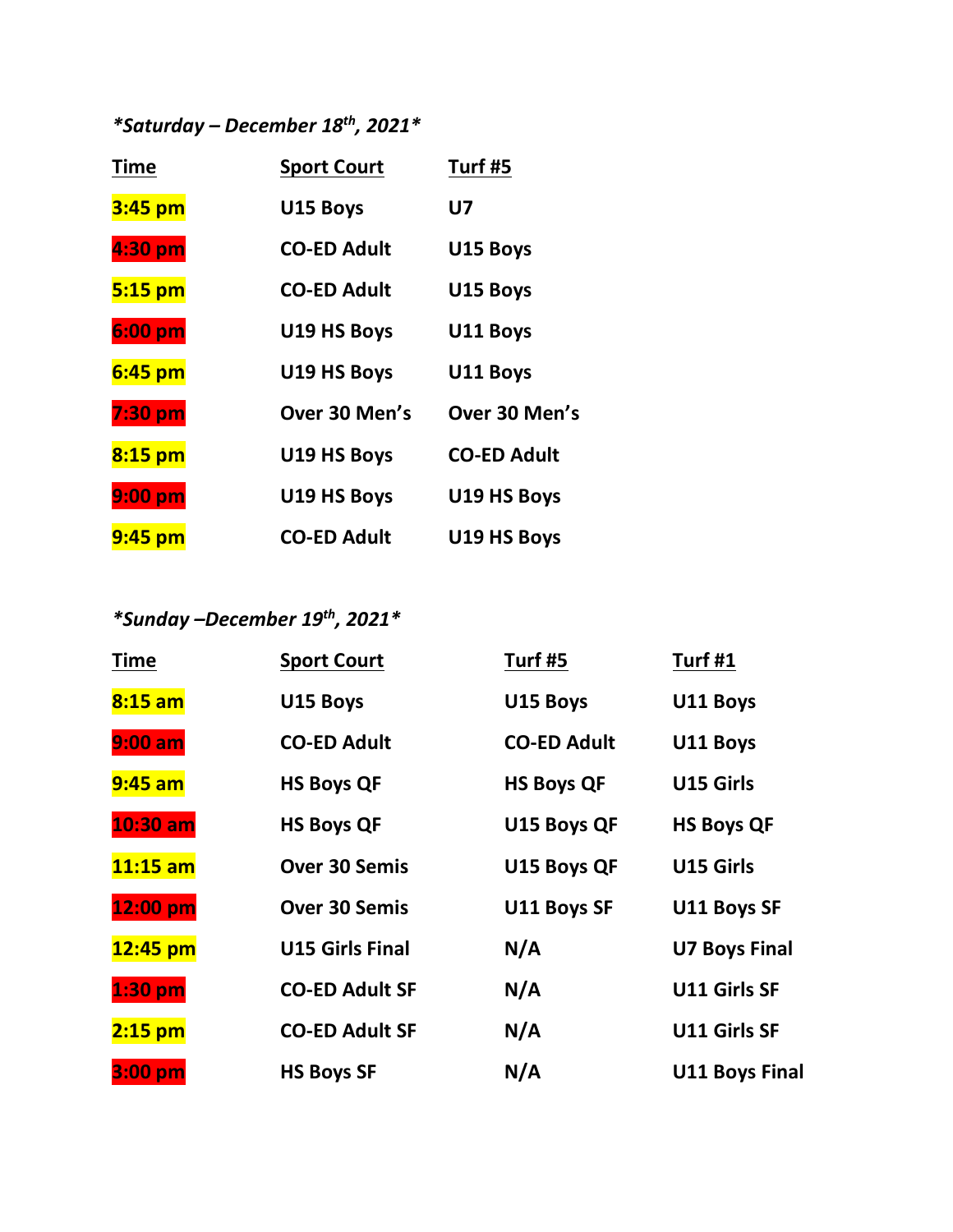***Saturday – December 18th, 2021***

| **Time** | **Sport Court** | **Turf #5** |
|---|---|---|
| **3:45 pm** | **U15 Boys** | **U7** |
| **4:30 pm** | **CO-ED Adult** | **U15 Boys** |
| **5:15 pm** | **CO-ED Adult** | **U15 Boys** |
| **6:00 pm** | **U19 HS Boys** | **U11 Boys** |
| **6:45 pm** | **U19 HS Boys** | **U11 Boys** |
| **7:30 pm** | **Over 30 Men's** | **Over 30 Men's** |
| **8:15 pm** | **U19 HS Boys** | **CO-ED Adult** |
| **9:00 pm** | **U19 HS Boys** | **U19 HS Boys** |
| **9:45 pm** | **CO-ED Adult** | **U19 HS Boys** |

***Sunday –December 19th, 2021***

| **Time** | **Sport Court** | **Turf #5** | **Turf #1** |
|---|---|---|---|
| **8:15 am** | **U15 Boys** | **U15 Boys** | **U11 Boys** |
| **9:00 am** | **CO-ED Adult** | **CO-ED Adult** | **U11 Boys** |
| **9:45 am** | **HS Boys QF** | **HS Boys QF** | **U15 Girls** |
| **10:30 am** | **HS Boys QF** | **U15 Boys QF** | **HS Boys QF** |
| **11:15 am** | **Over 30 Semis** | **U15 Boys QF** | **U15 Girls** |
| **12:00 pm** | **Over 30 Semis** | **U11 Boys SF** | **U11 Boys SF** |
| **12:45 pm** | **U15 Girls Final** | **N/A** | **U7 Boys Final** |
| **1:30 pm** | **CO-ED Adult SF** | **N/A** | **U11 Girls SF** |
| **2:15 pm** | **CO-ED Adult SF** | **N/A** | **U11 Girls SF** |
| **3:00 pm** | **HS Boys SF** | **N/A** | **U11 Boys Final** |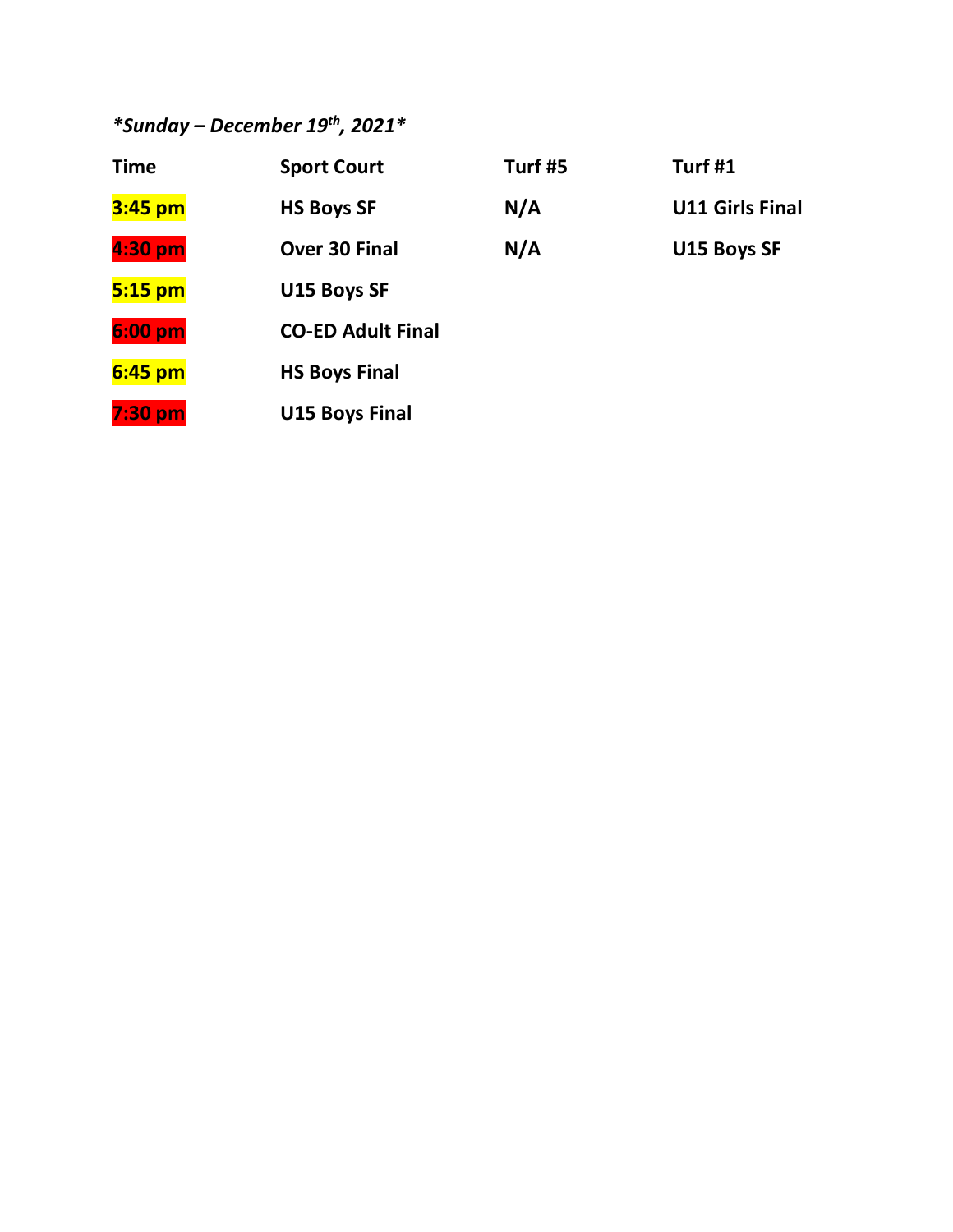***Sunday – December 19th, 2021***

| Time | Sport Court | Turf #5 | Turf #1 |
|---|---|---|---|
| 3:45 pm | HS Boys SF | N/A | U11 Girls Final |
| 4:30 pm | Over 30 Final | N/A | U15 Boys SF |
| 5:15 pm | U15 Boys SF | | |
| 6:00 pm | CO-ED Adult Final | | |
| 6:45 pm | HS Boys Final | | |
| 7:30 pm | U15 Boys Final | | |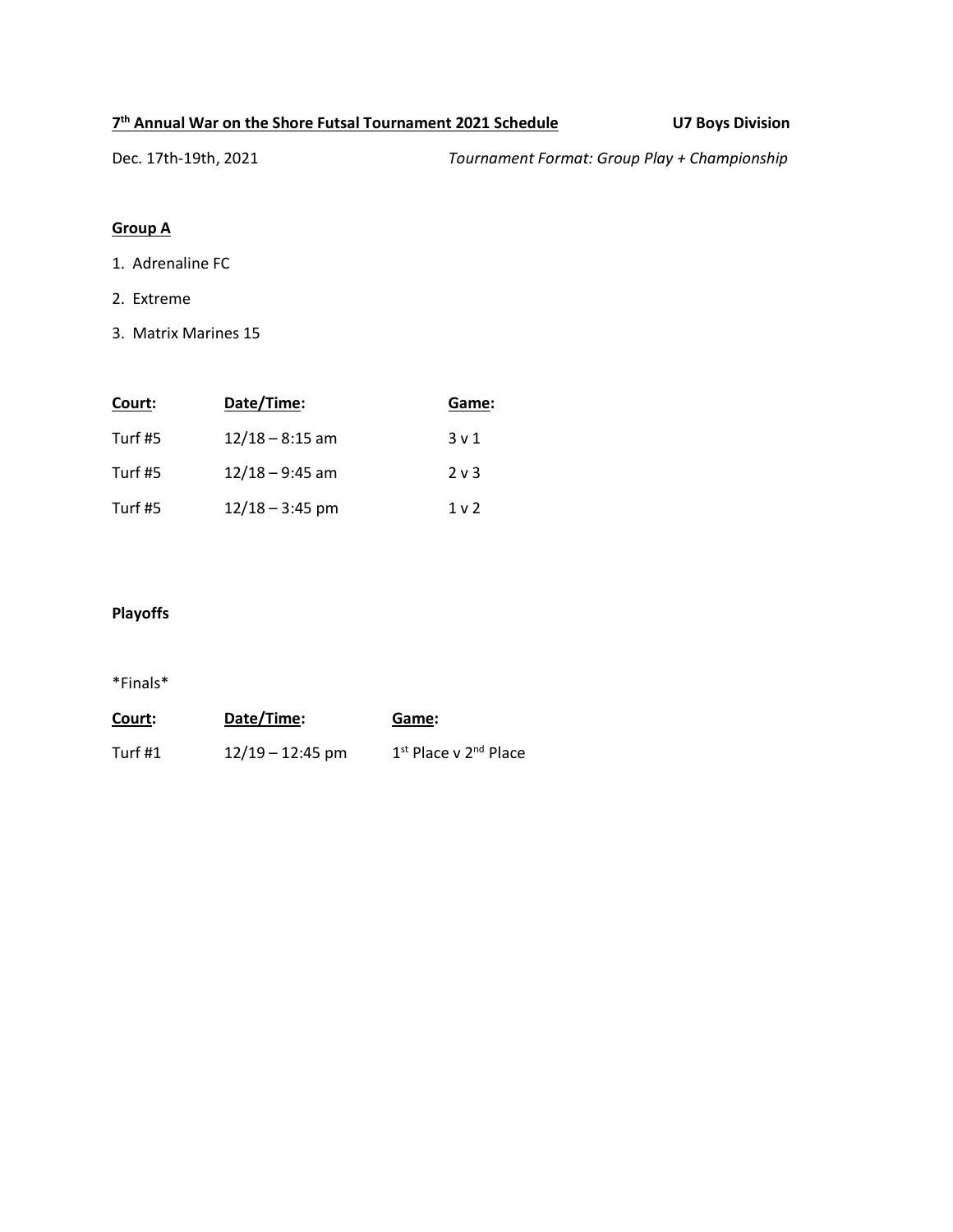**7th Annual War on the Shore Futsal Tournament 2021 Schedule** **U7 Boys Division**

Dec. 17th-19th, 2021 *Tournament Format: Group Play + Championship*

**Group A**

1. Adrenaline FC
2. Extreme
3. Matrix Marines 15

| Court: | Date/Time: | Game: |
|---|---|---|
| Turf #5 | 12/18 – 8:15 am | 3 v 1 |
| Turf #5 | 12/18 – 9:45 am | 2 v 3 |
| Turf #5 | 12/18 – 3:45 pm | 1 v 2 |

**Playoffs**

*Finals*

| Court: | Date/Time: | Game: |
|---|---|---|
| Turf #1 | 12/19 – 12:45 pm | 1st Place v 2nd Place |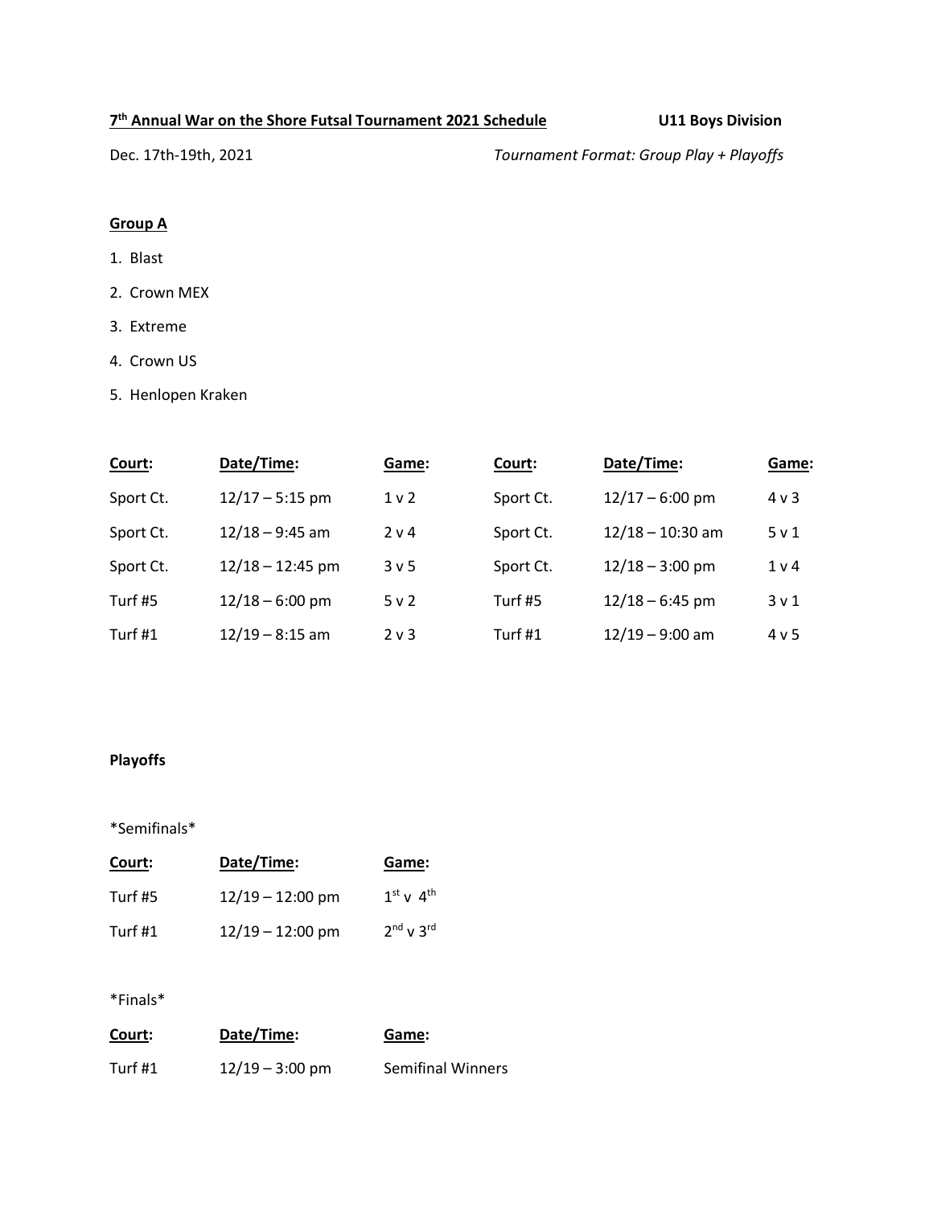**7th Annual War on the Shore Futsal Tournament 2021 Schedule** **U11 Boys Division**

Dec. 17th-19th, 2021 *Tournament Format: Group Play + Playoffs*

**Group A**

1. Blast
2. Crown MEX
3. Extreme
4. Crown US
5. Henlopen Kraken

| Court: | Date/Time: | Game: | Court: | Date/Time: | Game: |
|---|---|---|---|---|---|
| Sport Ct. | 12/17 – 5:15 pm | 1 v 2 | Sport Ct. | 12/17 – 6:00 pm | 4 v 3 |
| Sport Ct. | 12/18 – 9:45 am | 2 v 4 | Sport Ct. | 12/18 – 10:30 am | 5 v 1 |
| Sport Ct. | 12/18 – 12:45 pm | 3 v 5 | Sport Ct. | 12/18 – 3:00 pm | 1 v 4 |
| Turf #5 | 12/18 – 6:00 pm | 5 v 2 | Turf #5 | 12/18 – 6:45 pm | 3 v 1 |
| Turf #1 | 12/19 – 8:15 am | 2 v 3 | Turf #1 | 12/19 – 9:00 am | 4 v 5 |

**Playoffs**

\*Semifinals\*

| Court: | Date/Time: | Game: |
|---|---|---|
| Turf #5 | 12/19 – 12:00 pm | 1st v 4th |
| Turf #1 | 12/19 – 12:00 pm | 2nd v 3rd |

\*Finals\*

| Court: | Date/Time: | Game: |
|---|---|---|
| Turf #1 | 12/19 – 3:00 pm | Semifinal Winners |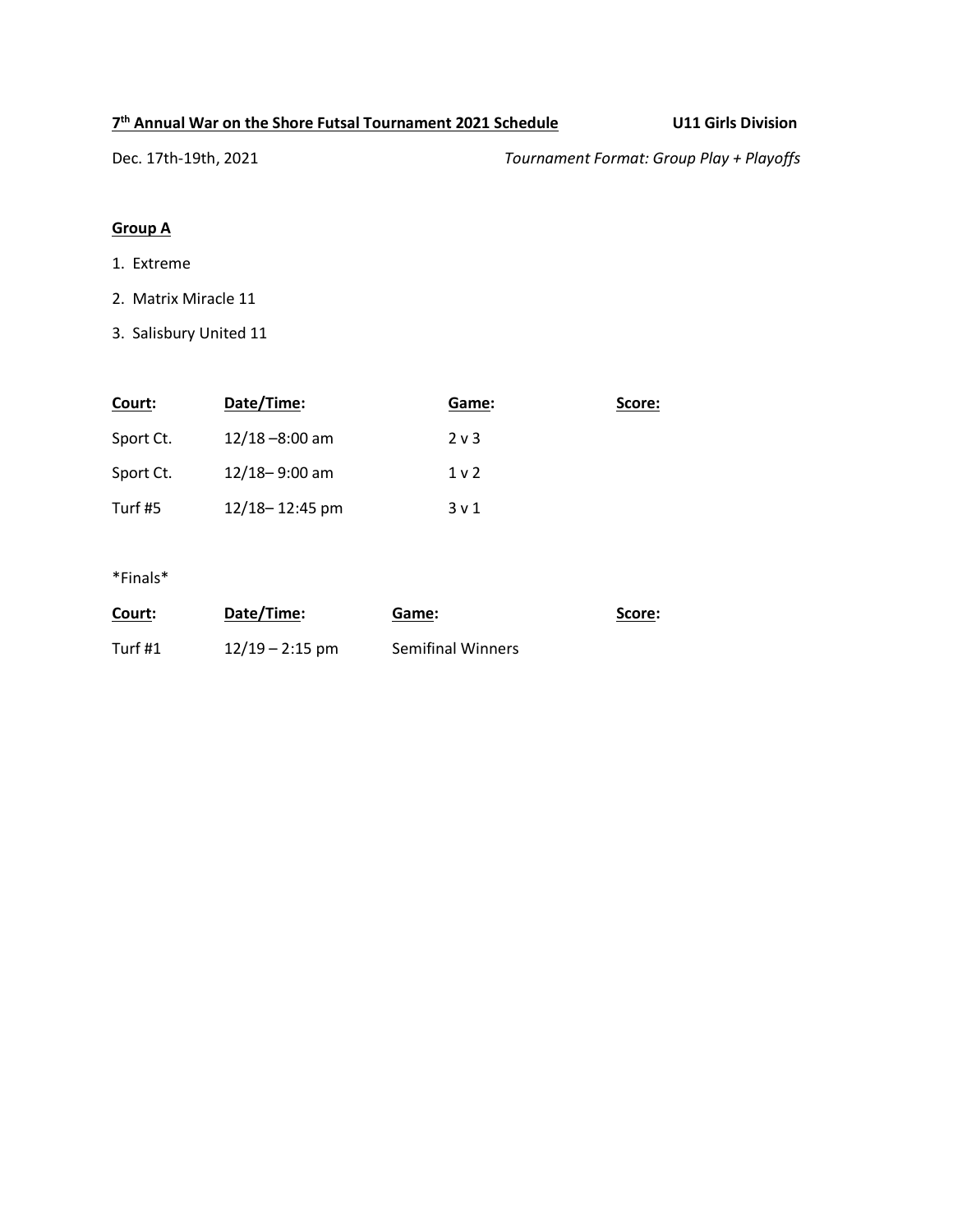**7th Annual War on the Shore Futsal Tournament 2021 Schedule** **U11 Girls Division**

Dec. 17th-19th, 2021 *Tournament Format: Group Play + Playoffs*

**Group A**

1. Extreme
2. Matrix Miracle 11
3. Salisbury United 11

| Court: | Date/Time: | Game: | Score: |
|---|---|---|---|
| Sport Ct. | 12/18 –8:00 am | 2 v 3 | |
| Sport Ct. | 12/18– 9:00 am | 1 v 2 | |
| Turf #5 | 12/18– 12:45 pm | 3 v 1 | |

*Finals*

| Court: | Date/Time: | Game: | Score: |
|---|---|---|---|
| Turf #1 | 12/19 – 2:15 pm | Semifinal Winners | |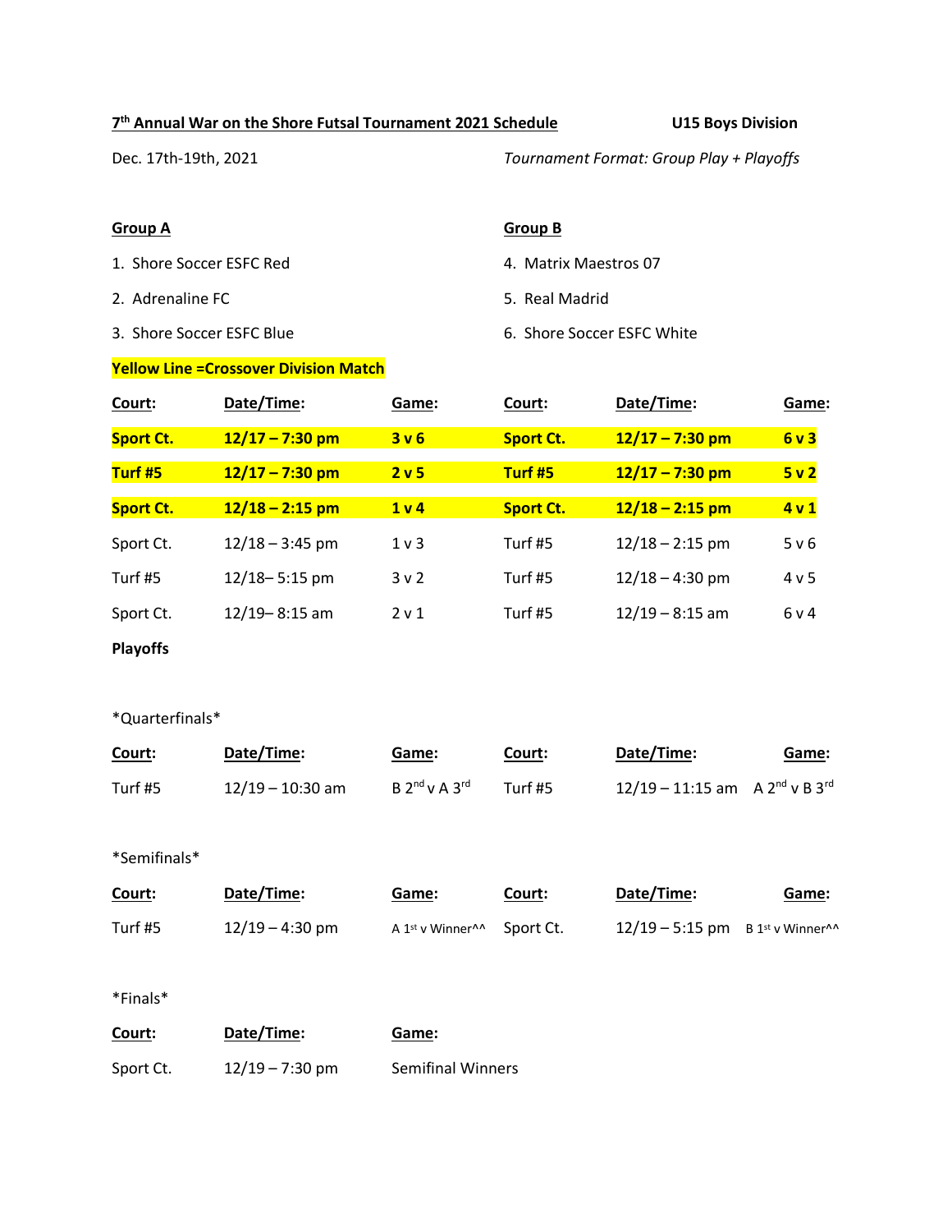**7th Annual War on the Shore Futsal Tournament 2021 Schedule** **U15 Boys Division**

Dec. 17th-19th, 2021 *Tournament Format: Group Play + Playoffs*

| **Group A** | **Group B** |
|---|---|
| 1. Shore Soccer ESFC Red | 4. Matrix Maestros 07 |
| 2. Adrenaline FC | 5. Real Madrid |
| 3. Shore Soccer ESFC Blue | 6. Shore Soccer ESFC White |

**Yellow Line =Crossover Division Match**

| Court: | Date/Time: | Game: | Court: | Date/Time: | Game: |
|---|---|---|---|---|---|
| **Sport Ct.** | **12/17 – 7:30 pm** | **3 v 6** | **Sport Ct.** | **12/17 – 7:30 pm** | **6 v 3** |
| **Turf #5** | **12/17 – 7:30 pm** | **2 v 5** | **Turf #5** | **12/17 – 7:30 pm** | **5 v 2** |
| **Sport Ct.** | **12/18 – 2:15 pm** | **1 v 4** | **Sport Ct.** | **12/18 – 2:15 pm** | **4 v 1** |
| Sport Ct. | 12/18 – 3:45 pm | 1 v 3 | Turf #5 | 12/18 – 2:15 pm | 5 v 6 |
| Turf #5 | 12/18– 5:15 pm | 3 v 2 | Turf #5 | 12/18 – 4:30 pm | 4 v 5 |
| Sport Ct. | 12/19– 8:15 am | 2 v 1 | Turf #5 | 12/19 – 8:15 am | 6 v 4 |

**Playoffs**

*Quarterfinals*

| Court: | Date/Time: | Game: | Court: | Date/Time: | Game: |
|---|---|---|---|---|---|
| Turf #5 | 12/19 – 10:30 am | B 2nd v A 3rd | Turf #5 | 12/19 – 11:15 am | A 2nd v B 3rd |

*Semifinals*

| Court: | Date/Time: | Game: | Court: | Date/Time: | Game: |
|---|---|---|---|---|---|
| Turf #5 | 12/19 – 4:30 pm | A 1st v Winner^^ | Sport Ct. | 12/19 – 5:15 pm | B 1st v Winner^^ |

*Finals*

| Court: | Date/Time: | Game: |
|---|---|---|
| Sport Ct. | 12/19 – 7:30 pm | Semifinal Winners |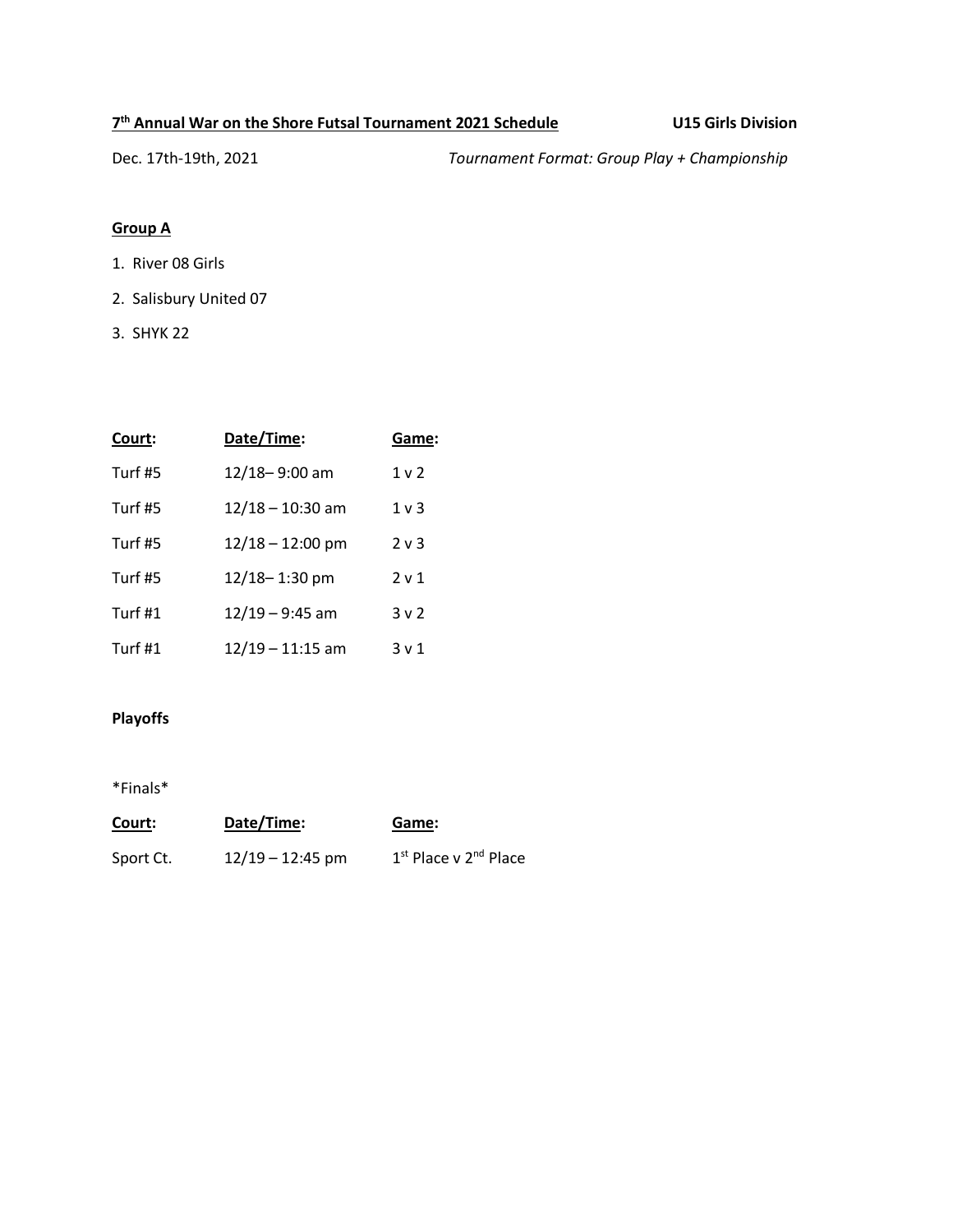**7th Annual War on the Shore Futsal Tournament 2021 Schedule** **U15 Girls Division**

Dec. 17th-19th, 2021 *Tournament Format: Group Play + Championship*

**Group A**

1. River 08 Girls
2. Salisbury United 07
3. SHYK 22

| **Court:** | **Date/Time:** | **Game:** |
|---|---|---|
| Turf #5 | 12/18– 9:00 am | 1 v 2 |
| Turf #5 | 12/18 – 10:30 am | 1 v 3 |
| Turf #5 | 12/18 – 12:00 pm | 2 v 3 |
| Turf #5 | 12/18– 1:30 pm | 2 v 1 |
| Turf #1 | 12/19 – 9:45 am | 3 v 2 |
| Turf #1 | 12/19 – 11:15 am | 3 v 1 |

**Playoffs**

*Finals*

| **Court:** | **Date/Time:** | **Game:** |
|---|---|---|
| Sport Ct. | 12/19 – 12:45 pm | 1st Place v 2nd Place |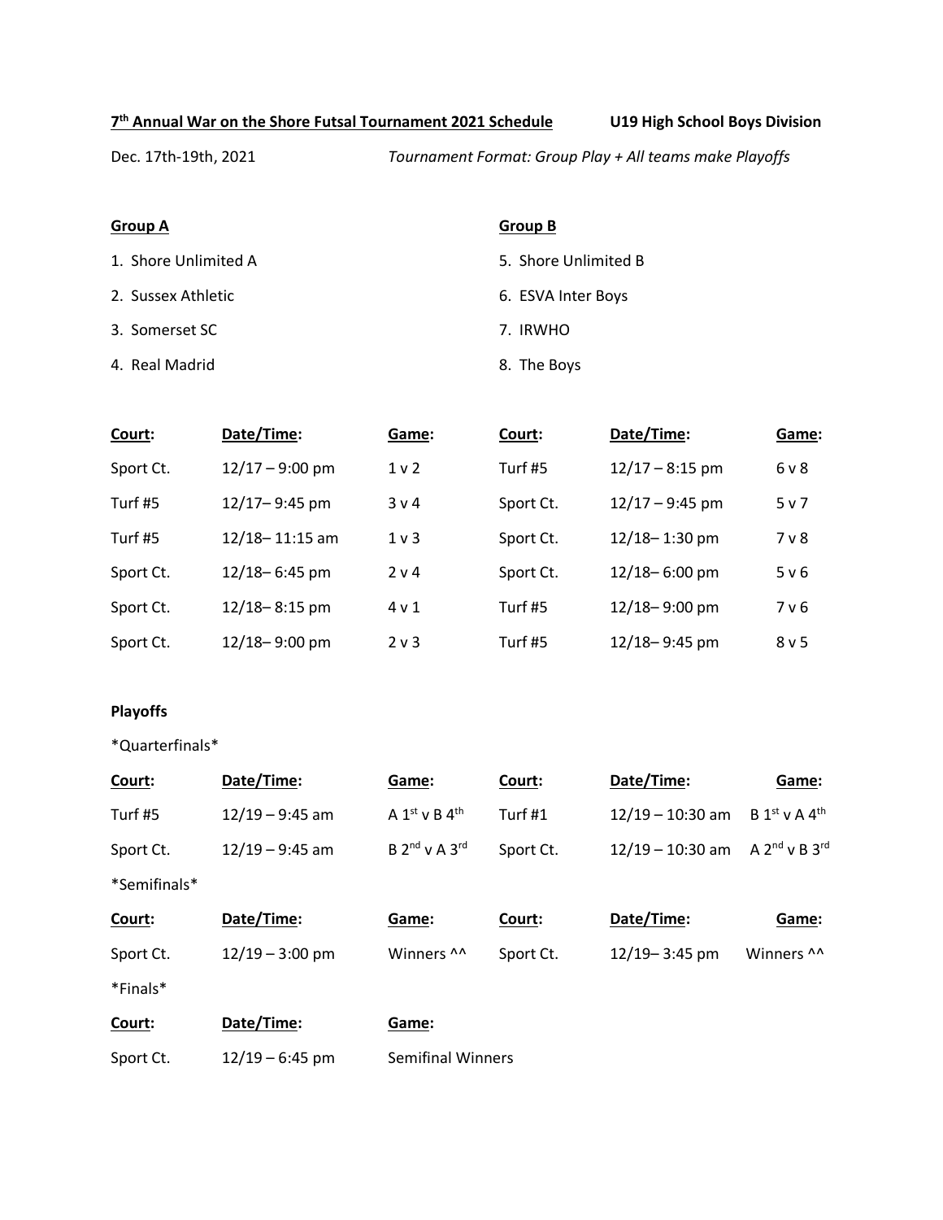**7th Annual War on the Shore Futsal Tournament 2021 Schedule** **U19 High School Boys Division**

Dec. 17th-19th, 2021 *Tournament Format: Group Play + All teams make Playoffs*

**Group A**

1. Shore Unlimited A
2. Sussex Athletic
3. Somerset SC
4. Real Madrid

**Group B**

5. Shore Unlimited B
6. ESVA Inter Boys
7. IRWHO
8. The Boys

| Court: | Date/Time: | Game: | Court: | Date/Time: | Game: |
|---|---|---|---|---|---|
| Sport Ct. | 12/17 – 9:00 pm | 1 v 2 | Turf #5 | 12/17 – 8:15 pm | 6 v 8 |
| Turf #5 | 12/17– 9:45 pm | 3 v 4 | Sport Ct. | 12/17 – 9:45 pm | 5 v 7 |
| Turf #5 | 12/18– 11:15 am | 1 v 3 | Sport Ct. | 12/18– 1:30 pm | 7 v 8 |
| Sport Ct. | 12/18– 6:45 pm | 2 v 4 | Sport Ct. | 12/18– 6:00 pm | 5 v 6 |
| Sport Ct. | 12/18– 8:15 pm | 4 v 1 | Turf #5 | 12/18– 9:00 pm | 7 v 6 |
| Sport Ct. | 12/18– 9:00 pm | 2 v 3 | Turf #5 | 12/18– 9:45 pm | 8 v 5 |

**Playoffs**

*Quarterfinals*

| Court: | Date/Time: | Game: | Court: | Date/Time: | Game: |
|---|---|---|---|---|---|
| Turf #5 | 12/19 – 9:45 am | A 1st v B 4th | Turf #1 | 12/19 – 10:30 am | B 1st v A 4th |
| Sport Ct. | 12/19 – 9:45 am | B 2nd v A 3rd | Sport Ct. | 12/19 – 10:30 am | A 2nd v B 3rd |

*Semifinals*

| Court: | Date/Time: | Game: | Court: | Date/Time: | Game: |
|---|---|---|---|---|---|
| Sport Ct. | 12/19 – 3:00 pm | Winners ^^ | Sport Ct. | 12/19– 3:45 pm | Winners ^^ |

*Finals*

| Court: | Date/Time: | Game: |
|---|---|---|
| Sport Ct. | 12/19 – 6:45 pm | Semifinal Winners |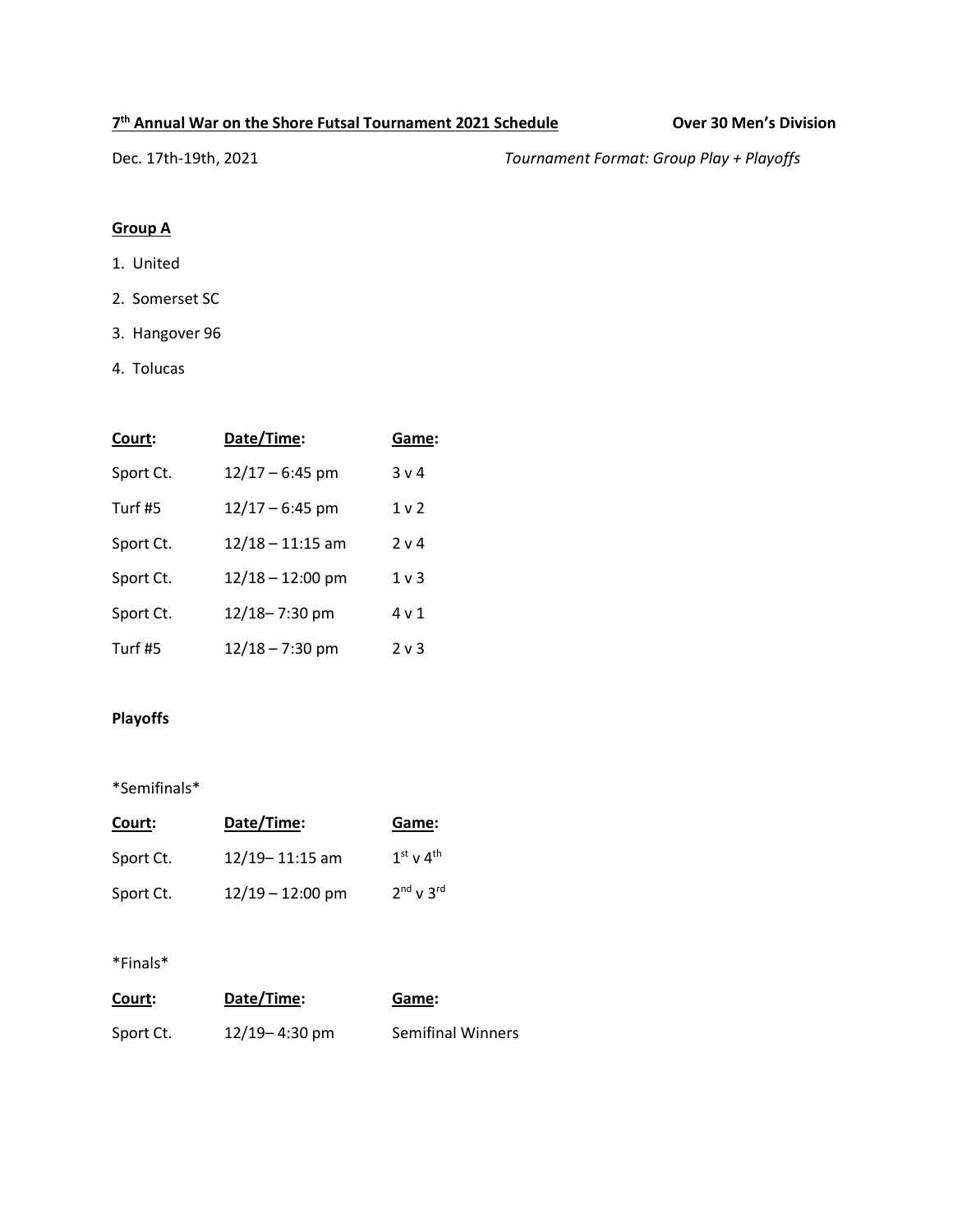**7th Annual War on the Shore Futsal Tournament 2021 Schedule** **Over 30 Men's Division**

Dec. 17th-19th, 2021 *Tournament Format: Group Play + Playoffs*

**Group A**

1. United
2. Somerset SC
3. Hangover 96
4. Tolucas

| Court: | Date/Time: | Game: |
|---|---|---|
| Sport Ct. | 12/17 – 6:45 pm | 3 v 4 |
| Turf #5 | 12/17 – 6:45 pm | 1 v 2 |
| Sport Ct. | 12/18 – 11:15 am | 2 v 4 |
| Sport Ct. | 12/18 – 12:00 pm | 1 v 3 |
| Sport Ct. | 12/18– 7:30 pm | 4 v 1 |
| Turf #5 | 12/18 – 7:30 pm | 2 v 3 |

**Playoffs**

*Semifinals*

| Court: | Date/Time: | Game: |
|---|---|---|
| Sport Ct. | 12/19– 11:15 am | 1st v 4th |
| Sport Ct. | 12/19 – 12:00 pm | 2nd v 3rd |

*Finals*

| Court: | Date/Time: | Game: |
|---|---|---|
| Sport Ct. | 12/19– 4:30 pm | Semifinal Winners |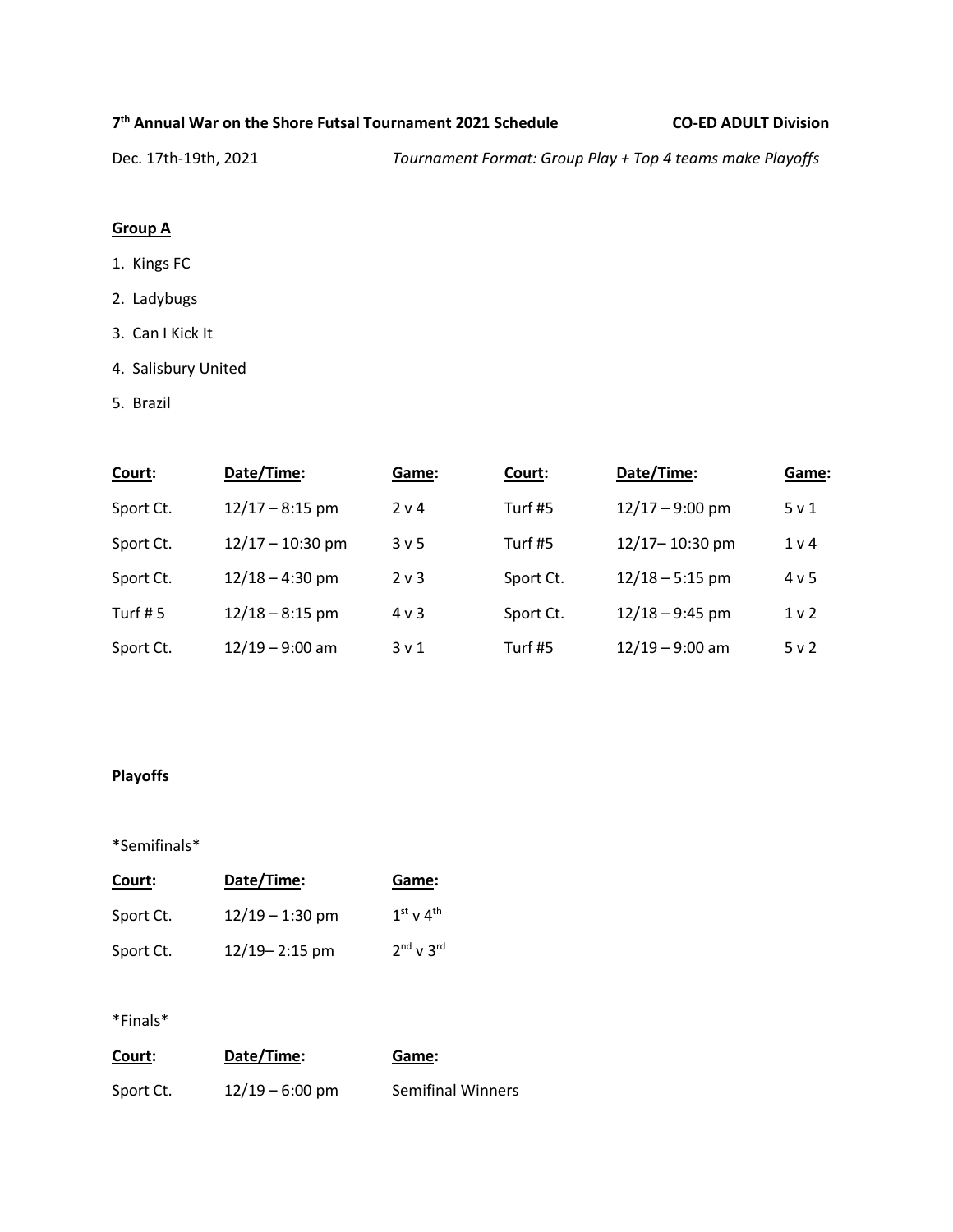**7th Annual War on the Shore Futsal Tournament 2021 Schedule** **CO-ED ADULT Division**

Dec. 17th-19th, 2021 *Tournament Format: Group Play + Top 4 teams make Playoffs*

**Group A**

1. Kings FC
2. Ladybugs
3. Can I Kick It
4. Salisbury United
5. Brazil

| Court: | Date/Time: | Game: | Court: | Date/Time: | Game: |
|---|---|---|---|---|---|
| Sport Ct. | 12/17 – 8:15 pm | 2 v 4 | Turf #5 | 12/17 – 9:00 pm | 5 v 1 |
| Sport Ct. | 12/17 – 10:30 pm | 3 v 5 | Turf #5 | 12/17– 10:30 pm | 1 v 4 |
| Sport Ct. | 12/18 – 4:30 pm | 2 v 3 | Sport Ct. | 12/18 – 5:15 pm | 4 v 5 |
| Turf # 5 | 12/18 – 8:15 pm | 4 v 3 | Sport Ct. | 12/18 – 9:45 pm | 1 v 2 |
| Sport Ct. | 12/19 – 9:00 am | 3 v 1 | Turf #5 | 12/19 – 9:00 am | 5 v 2 |

**Playoffs**

*Semifinals*

| Court: | Date/Time: | Game: |
|---|---|---|
| Sport Ct. | 12/19 – 1:30 pm | 1st v 4th |
| Sport Ct. | 12/19– 2:15 pm | 2nd v 3rd |

*Finals*

| Court: | Date/Time: | Game: |
|---|---|---|
| Sport Ct. | 12/19 – 6:00 pm | Semifinal Winners |